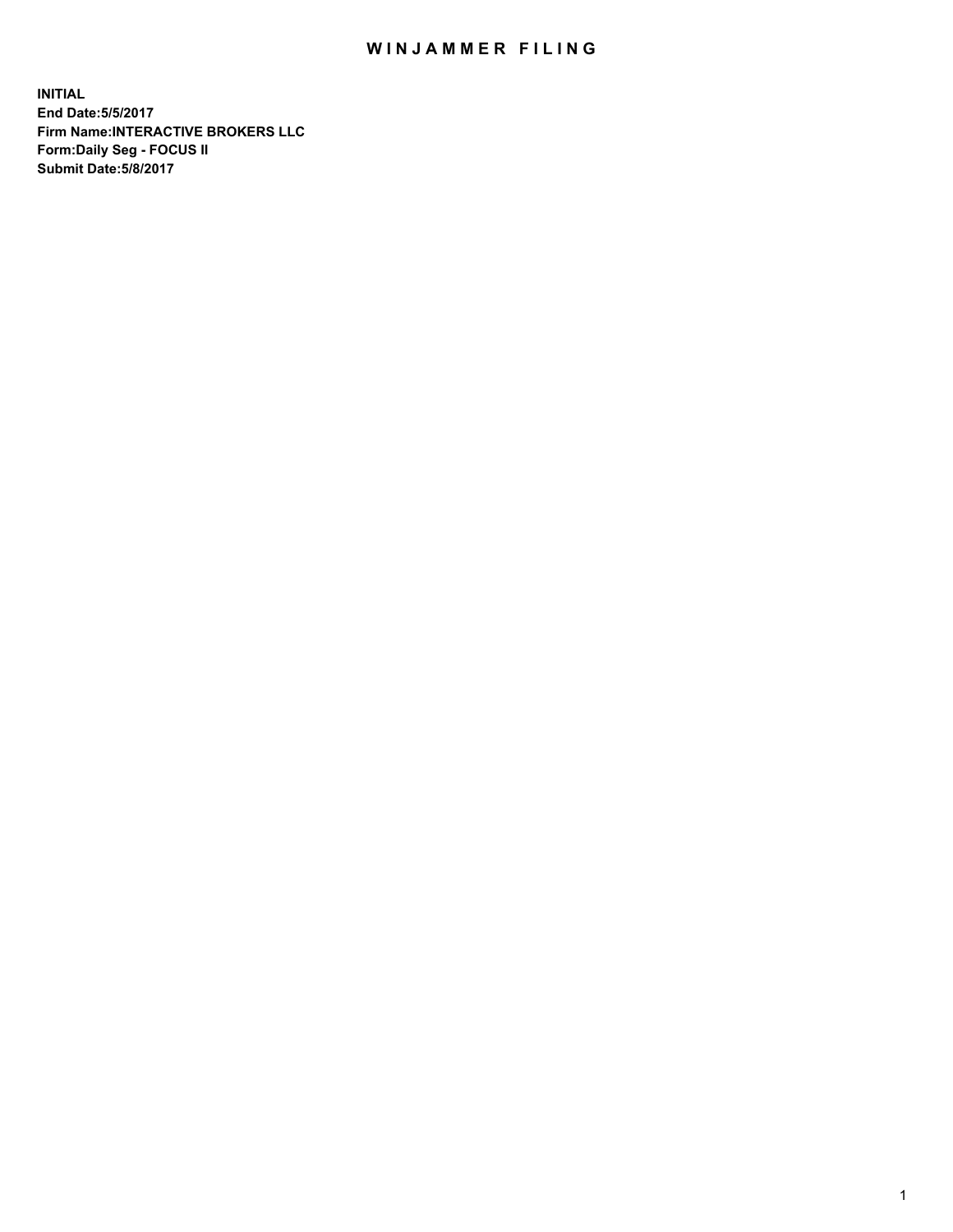# WINJAMMER FILING

**INITIAL**
**End Date:5/5/2017**
**Firm Name:INTERACTIVE BROKERS LLC**
**Form:Daily Seg - FOCUS II**
**Submit Date:5/8/2017**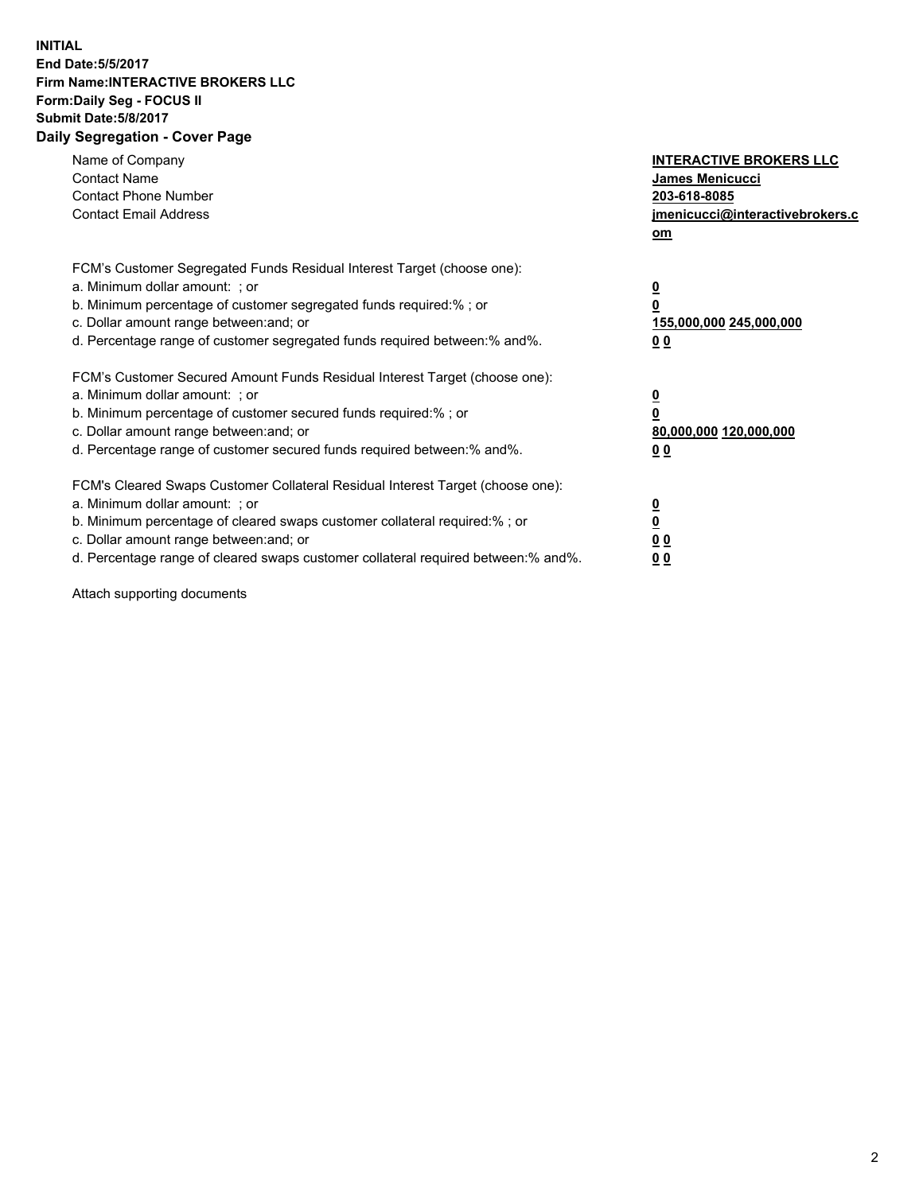**INITIAL**
**End Date:5/5/2017**
**Firm Name:INTERACTIVE BROKERS LLC**
**Form:Daily Seg - FOCUS II**
**Submit Date:5/8/2017**

## Daily Segregation - Cover Page

| | |
|---|---|
| Name of Company | **INTERACTIVE BROKERS LLC** |
| Contact Name | **James Menicucci** |
| Contact Phone Number | **203-618-8085** |
| Contact Email Address | **jmenicucci@interactivebrokers.com** |

FCM's Customer Segregated Funds Residual Interest Target (choose one):

| | |
|---|---|
| a. Minimum dollar amount: ; or | **0** |
| b. Minimum percentage of customer segregated funds required:% ; or | **0** |
| c. Dollar amount range between:and; or | **155,000,000 245,000,000** |
| d. Percentage range of customer segregated funds required between:% and%. | **0 0** |

FCM's Customer Secured Amount Funds Residual Interest Target (choose one):

| | |
|---|---|
| a. Minimum dollar amount: ; or | **0** |
| b. Minimum percentage of customer secured funds required:% ; or | **0** |
| c. Dollar amount range between:and; or | **80,000,000 120,000,000** |
| d. Percentage range of customer secured funds required between:% and%. | **0 0** |

FCM's Cleared Swaps Customer Collateral Residual Interest Target (choose one):

| | |
|---|---|
| a. Minimum dollar amount: ; or | **0** |
| b. Minimum percentage of cleared swaps customer collateral required:% ; or | **0** |
| c. Dollar amount range between:and; or | **0 0** |
| d. Percentage range of cleared swaps customer collateral required between:% and%. | **0 0** |

Attach supporting documents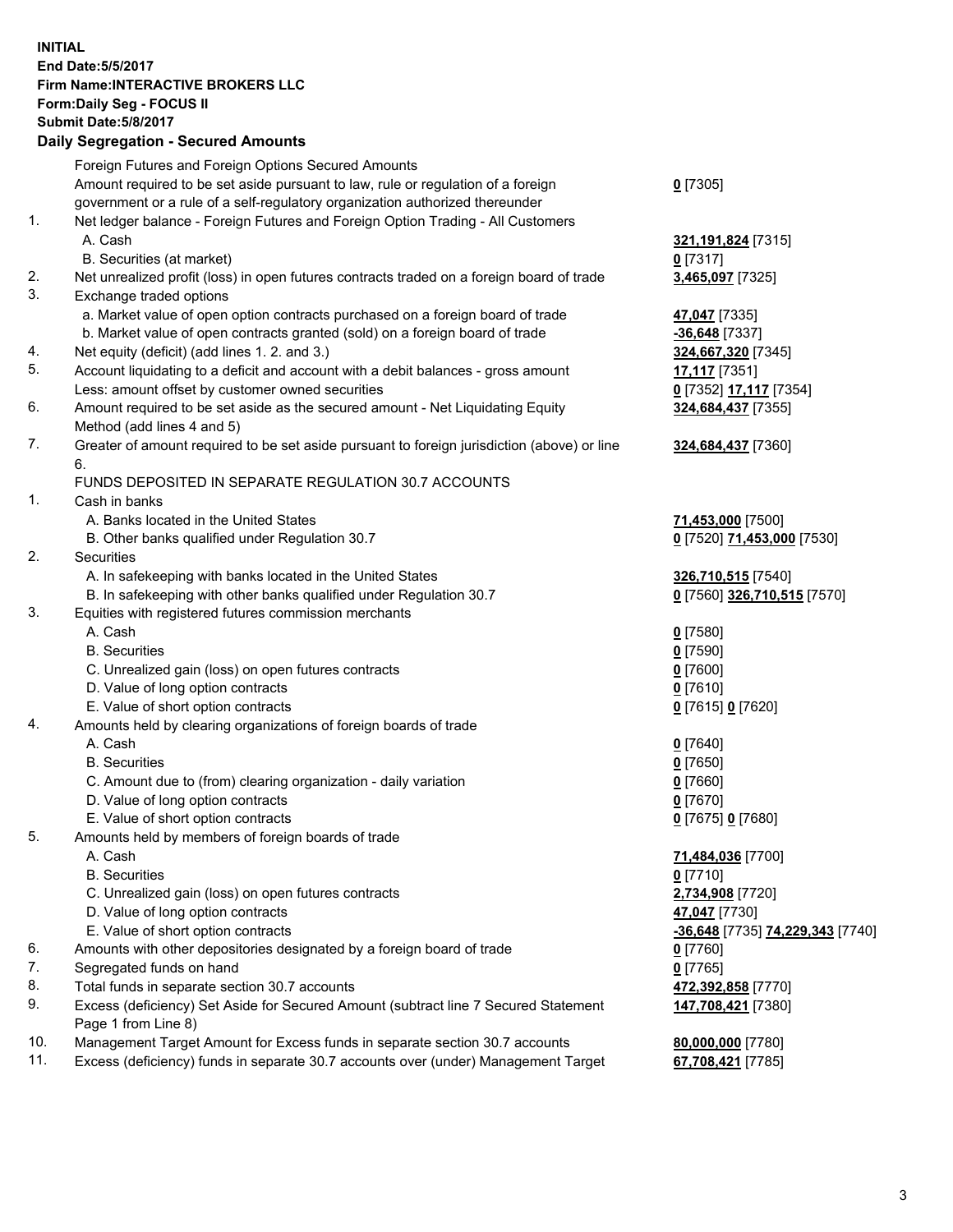**INITIAL**
**End Date:5/5/2017**
**Firm Name:INTERACTIVE BROKERS LLC**
**Form:Daily Seg - FOCUS II**
**Submit Date:5/8/2017**

## Daily Segregation - Secured Amounts

| | | |
|---|---|---|
| | Foreign Futures and Foreign Options Secured Amounts | |
| | Amount required to be set aside pursuant to law, rule or regulation of a foreign government or a rule of a self-regulatory organization authorized thereunder | **0** [7305] |
| 1. | Net ledger balance - Foreign Futures and Foreign Option Trading - All Customers | |
| | A. Cash | **321,191,824** [7315] |
| | B. Securities (at market) | **0** [7317] |
| 2. | Net unrealized profit (loss) in open futures contracts traded on a foreign board of trade | **3,465,097** [7325] |
| 3. | Exchange traded options | |
| | a. Market value of open option contracts purchased on a foreign board of trade | **47,047** [7335] |
| | b. Market value of open contracts granted (sold) on a foreign board of trade | **-36,648** [7337] |
| 4. | Net equity (deficit) (add lines 1. 2. and 3.) | **324,667,320** [7345] |
| 5. | Account liquidating to a deficit and account with a debit balances - gross amount | **17,117** [7351] |
| | Less: amount offset by customer owned securities | **0** [7352] **17,117** [7354] |
| 6. | Amount required to be set aside as the secured amount - Net Liquidating Equity Method (add lines 4 and 5) | **324,684,437** [7355] |
| 7. | Greater of amount required to be set aside pursuant to foreign jurisdiction (above) or line 6. | **324,684,437** [7360] |
| | FUNDS DEPOSITED IN SEPARATE REGULATION 30.7 ACCOUNTS | |
| 1. | Cash in banks | |
| | A. Banks located in the United States | **71,453,000** [7500] |
| | B. Other banks qualified under Regulation 30.7 | **0** [7520] **71,453,000** [7530] |
| 2. | Securities | |
| | A. In safekeeping with banks located in the United States | **326,710,515** [7540] |
| | B. In safekeeping with other banks qualified under Regulation 30.7 | **0** [7560] **326,710,515** [7570] |
| 3. | Equities with registered futures commission merchants | |
| | A. Cash | **0** [7580] |
| | B. Securities | **0** [7590] |
| | C. Unrealized gain (loss) on open futures contracts | **0** [7600] |
| | D. Value of long option contracts | **0** [7610] |
| | E. Value of short option contracts | **0** [7615] **0** [7620] |
| 4. | Amounts held by clearing organizations of foreign boards of trade | |
| | A. Cash | **0** [7640] |
| | B. Securities | **0** [7650] |
| | C. Amount due to (from) clearing organization - daily variation | **0** [7660] |
| | D. Value of long option contracts | **0** [7670] |
| | E. Value of short option contracts | **0** [7675] **0** [7680] |
| 5. | Amounts held by members of foreign boards of trade | |
| | A. Cash | **71,484,036** [7700] |
| | B. Securities | **0** [7710] |
| | C. Unrealized gain (loss) on open futures contracts | **2,734,908** [7720] |
| | D. Value of long option contracts | **47,047** [7730] |
| | E. Value of short option contracts | **-36,648** [7735] **74,229,343** [7740] |
| 6. | Amounts with other depositories designated by a foreign board of trade | **0** [7760] |
| 7. | Segregated funds on hand | **0** [7765] |
| 8. | Total funds in separate section 30.7 accounts | **472,392,858** [7770] |
| 9. | Excess (deficiency) Set Aside for Secured Amount (subtract line 7 Secured Statement Page 1 from Line 8) | **147,708,421** [7380] |
| 10. | Management Target Amount for Excess funds in separate section 30.7 accounts | **80,000,000** [7780] |
| 11. | Excess (deficiency) funds in separate 30.7 accounts over (under) Management Target | **67,708,421** [7785] |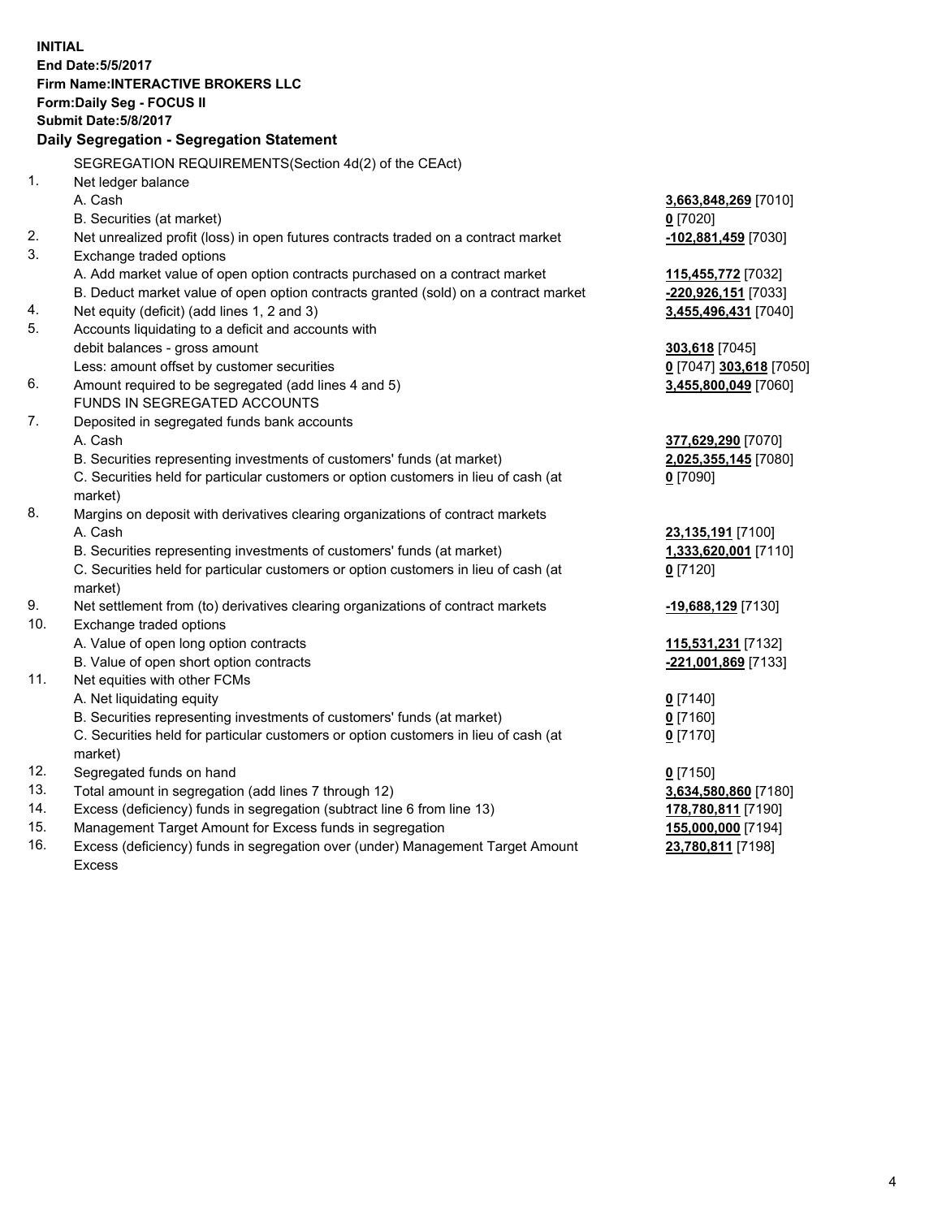**INITIAL**
**End Date:5/5/2017**
**Firm Name:INTERACTIVE BROKERS LLC**
**Form:Daily Seg - FOCUS II**
**Submit Date:5/8/2017**

## Daily Segregation - Segregation Statement

| | SEGREGATION REQUIREMENTS(Section 4d(2) of the CEAct) | |
|---|---|---|
| 1. | Net ledger balance | |
| | A. Cash | **3,663,848,269** [7010] |
| | B. Securities (at market) | **0** [7020] |
| 2. | Net unrealized profit (loss) in open futures contracts traded on a contract market | **-102,881,459** [7030] |
| 3. | Exchange traded options | |
| | A. Add market value of open option contracts purchased on a contract market | **115,455,772** [7032] |
| | B. Deduct market value of open option contracts granted (sold) on a contract market | **-220,926,151** [7033] |
| 4. | Net equity (deficit) (add lines 1, 2 and 3) | **3,455,496,431** [7040] |
| 5. | Accounts liquidating to a deficit and accounts with debit balances - gross amount | **303,618** [7045] |
| | Less: amount offset by customer securities | **0** [7047] **303,618** [7050] |
| 6. | Amount required to be segregated (add lines 4 and 5) | **3,455,800,049** [7060] |
| | FUNDS IN SEGREGATED ACCOUNTS | |
| 7. | Deposited in segregated funds bank accounts | |
| | A. Cash | **377,629,290** [7070] |
| | B. Securities representing investments of customers' funds (at market) | **2,025,355,145** [7080] |
| | C. Securities held for particular customers or option customers in lieu of cash (at market) | **0** [7090] |
| 8. | Margins on deposit with derivatives clearing organizations of contract markets | |
| | A. Cash | **23,135,191** [7100] |
| | B. Securities representing investments of customers' funds (at market) | **1,333,620,001** [7110] |
| | C. Securities held for particular customers or option customers in lieu of cash (at market) | **0** [7120] |
| 9. | Net settlement from (to) derivatives clearing organizations of contract markets | **-19,688,129** [7130] |
| 10. | Exchange traded options | |
| | A. Value of open long option contracts | **115,531,231** [7132] |
| | B. Value of open short option contracts | **-221,001,869** [7133] |
| 11. | Net equities with other FCMs | |
| | A. Net liquidating equity | **0** [7140] |
| | B. Securities representing investments of customers' funds (at market) | **0** [7160] |
| | C. Securities held for particular customers or option customers in lieu of cash (at market) | **0** [7170] |
| 12. | Segregated funds on hand | **0** [7150] |
| 13. | Total amount in segregation (add lines 7 through 12) | **3,634,580,860** [7180] |
| 14. | Excess (deficiency) funds in segregation (subtract line 6 from line 13) | **178,780,811** [7190] |
| 15. | Management Target Amount for Excess funds in segregation | **155,000,000** [7194] |
| 16. | Excess (deficiency) funds in segregation over (under) Management Target Amount Excess | **23,780,811** [7198] |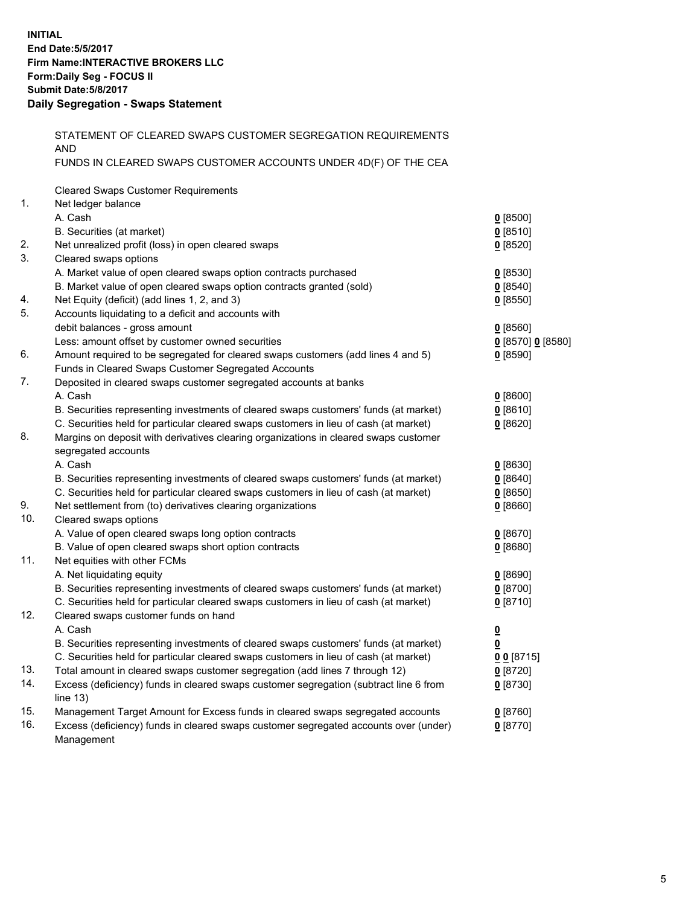**INITIAL**
**End Date:5/5/2017**
**Firm Name:INTERACTIVE BROKERS LLC**
**Form:Daily Seg - FOCUS II**
**Submit Date:5/8/2017**
**Daily Segregation - Swaps Statement**

STATEMENT OF CLEARED SWAPS CUSTOMER SEGREGATION REQUIREMENTS AND FUNDS IN CLEARED SWAPS CUSTOMER ACCOUNTS UNDER 4D(F) OF THE CEA

| | | |
|---|---|---|
| | Cleared Swaps Customer Requirements | |
| 1. | Net ledger balance | |
| | A. Cash | 0 [8500] |
| | B. Securities (at market) | 0 [8510] |
| 2. | Net unrealized profit (loss) in open cleared swaps | 0 [8520] |
| 3. | Cleared swaps options | |
| | A. Market value of open cleared swaps option contracts purchased | 0 [8530] |
| | B. Market value of open cleared swaps option contracts granted (sold) | 0 [8540] |
| 4. | Net Equity (deficit) (add lines 1, 2, and 3) | 0 [8550] |
| 5. | Accounts liquidating to a deficit and accounts with debit balances - gross amount | 0 [8560] |
| | Less: amount offset by customer owned securities | 0 [8570] 0 [8580] |
| 6. | Amount required to be segregated for cleared swaps customers (add lines 4 and 5) | 0 [8590] |
| | Funds in Cleared Swaps Customer Segregated Accounts | |
| 7. | Deposited in cleared swaps customer segregated accounts at banks | |
| | A. Cash | 0 [8600] |
| | B. Securities representing investments of cleared swaps customers' funds (at market) | 0 [8610] |
| | C. Securities held for particular cleared swaps customers in lieu of cash (at market) | 0 [8620] |
| 8. | Margins on deposit with derivatives clearing organizations in cleared swaps customer segregated accounts | |
| | A. Cash | 0 [8630] |
| | B. Securities representing investments of cleared swaps customers' funds (at market) | 0 [8640] |
| | C. Securities held for particular cleared swaps customers in lieu of cash (at market) | 0 [8650] |
| 9. | Net settlement from (to) derivatives clearing organizations | 0 [8660] |
| 10. | Cleared swaps options | |
| | A. Value of open cleared swaps long option contracts | 0 [8670] |
| | B. Value of open cleared swaps short option contracts | 0 [8680] |
| 11. | Net equities with other FCMs | |
| | A. Net liquidating equity | 0 [8690] |
| | B. Securities representing investments of cleared swaps customers' funds (at market) | 0 [8700] |
| | C. Securities held for particular cleared swaps customers in lieu of cash (at market) | 0 [8710] |
| 12. | Cleared swaps customer funds on hand | |
| | A. Cash | 0 |
| | B. Securities representing investments of cleared swaps customers' funds (at market) | 0 |
| | C. Securities held for particular cleared swaps customers in lieu of cash (at market) | 0 0 [8715] |
| 13. | Total amount in cleared swaps customer segregation (add lines 7 through 12) | 0 [8720] |
| 14. | Excess (deficiency) funds in cleared swaps customer segregation (subtract line 6 from line 13) | 0 [8730] |
| 15. | Management Target Amount for Excess funds in cleared swaps segregated accounts | 0 [8760] |
| 16. | Excess (deficiency) funds in cleared swaps customer segregated accounts over (under) Management | 0 [8770] |